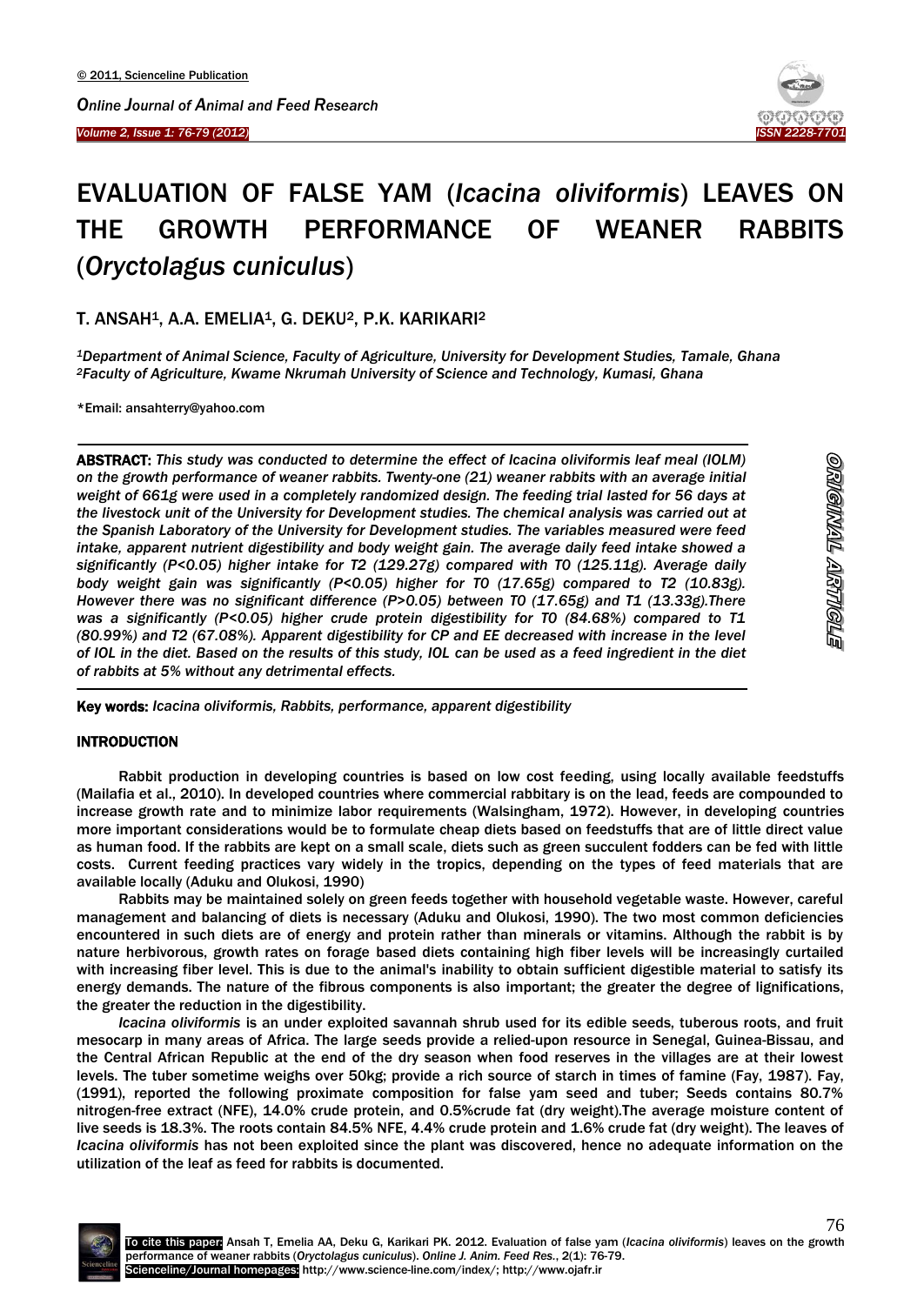# EVALUATION OF FALSE YAM (*Icacina oliviformis*) LEAVES ON THE GROWTH PERFORMANCE OF WEANER RABBITS (*Oryctolagus cuniculus*)

**T. ANSAH[1], A.A. EMELIA[1], G. DEKU[2], P.K. KARIKARI[2]**

*[1]Department of Animal Science, Faculty of Agriculture, University for Development Studies, Tamale, Ghana*
*[2]Faculty of Agriculture, Kwame Nkrumah University of Science and Technology, Kumasi, Ghana*

*Email: ansahterry@yahoo.com

**ABSTRACT:** *This study was conducted to determine the effect of Icacina oliviformis leaf meal (IOLM) on the growth performance of weaner rabbits. Twenty-one (21) weaner rabbits with an average initial weight of 661g were used in a completely randomized design. The feeding trial lasted for 56 days at the livestock unit of the University for Development studies. The chemical analysis was carried out at the Spanish Laboratory of the University for Development studies. The variables measured were feed intake, apparent nutrient digestibility and body weight gain. The average daily feed intake showed a significantly (P<0.05) higher intake for T2 (129.27g) compared with T0 (125.11g). Average daily body weight gain was significantly (P<0.05) higher for T0 (17.65g) compared to T2 (10.83g). However there was no significant difference (P>0.05) between T0 (17.65g) and T1 (13.33g).There was a significantly (P<0.05) higher crude protein digestibility for T0 (84.68%) compared to T1 (80.99%) and T2 (67.08%). Apparent digestibility for CP and EE decreased with increase in the level of IOL in the diet. Based on the results of this study, IOL can be used as a feed ingredient in the diet of rabbits at 5% without any detrimental effects.*

**Key words:** *Icacina oliviformis, Rabbits, performance, apparent digestibility*

**ORIGINAL ARTICLE**

## INTRODUCTION

Rabbit production in developing countries is based on low cost feeding, using locally available feedstuffs (Mailafia et al., 2010). In developed countries where commercial rabbitary is on the lead, feeds are compounded to increase growth rate and to minimize labor requirements (Walsingham, 1972). However, in developing countries more important considerations would be to formulate cheap diets based on feedstuffs that are of little direct value as human food. If the rabbits are kept on a small scale, diets such as green succulent fodders can be fed with little costs. Current feeding practices vary widely in the tropics, depending on the types of feed materials that are available locally (Aduku and Olukosi, 1990)

Rabbits may be maintained solely on green feeds together with household vegetable waste. However, careful management and balancing of diets is necessary (Aduku and Olukosi, 1990). The two most common deficiencies encountered in such diets are of energy and protein rather than minerals or vitamins. Although the rabbit is by nature herbivorous, growth rates on forage based diets containing high fiber levels will be increasingly curtailed with increasing fiber level. This is due to the animal's inability to obtain sufficient digestible material to satisfy its energy demands. The nature of the fibrous components is also important; the greater the degree of lignifications, the greater the reduction in the digestibility.

*Icacina oliviformis* is an under exploited savannah shrub used for its edible seeds, tuberous roots, and fruit mesocarp in many areas of Africa. The large seeds provide a relied-upon resource in Senegal, Guinea-Bissau, and the Central African Republic at the end of the dry season when food reserves in the villages are at their lowest levels. The tuber sometime weighs over 50kg; provide a rich source of starch in times of famine (Fay, 1987). Fay, (1991), reported the following proximate composition for false yam seed and tuber; Seeds contains 80.7% nitrogen-free extract (NFE), 14.0% crude protein, and 0.5%crude fat (dry weight).The average moisture content of live seeds is 18.3%. The roots contain 84.5% NFE, 4.4% crude protein and 1.6% crude fat (dry weight). The leaves of *Icacina oliviformis* has not been exploited since the plant was discovered, hence no adequate information on the utilization of the leaf as feed for rabbits is documented.

To cite this paper: Ansah T, Emelia AA, Deku G, Karikari PK. 2012. Evaluation of false yam (*Icacina oliviformis*) leaves on the growth performance of weaner rabbits (*Oryctolagus cuniculus*). *Online J. Anim. Feed Res.*, 2(1): 76-79.
Scienceline/Journal homepages: http://www.science-line.com/index/; http://www.ojafr.ir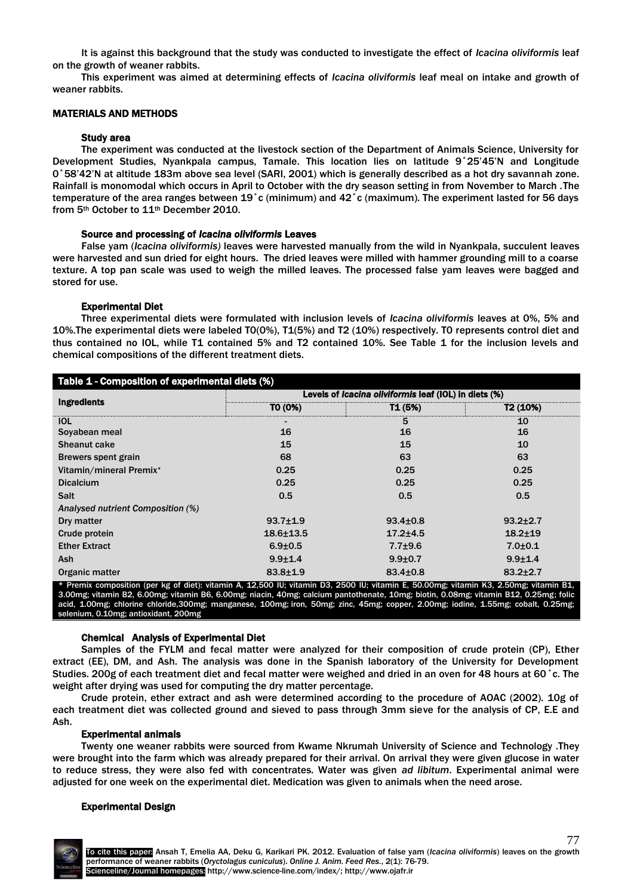It is against this background that the study was conducted to investigate the effect of *Icacina oliviformis* leaf on the growth of weaner rabbits.

This experiment was aimed at determining effects of *Icacina oliviformis* leaf meal on intake and growth of weaner rabbits.

## MATERIALS AND METHODS

### Study area

The experiment was conducted at the livestock section of the Department of Animals Science, University for Development Studies, Nyankpala campus, Tamale. This location lies on latitude 9˚25'45'N and Longitude 0˚58'42'N at altitude 183m above sea level (SARI, 2001) which is generally described as a hot dry savannah zone. Rainfall is monomodal which occurs in April to October with the dry season setting in from November to March .The temperature of the area ranges between 19˚c (minimum) and 42˚c (maximum). The experiment lasted for 56 days from 5th October to 11th December 2010.

### Source and processing of *Icacina oliviformis* Leaves

False yam (*Icacina oliviformis)* leaves were harvested manually from the wild in Nyankpala, succulent leaves were harvested and sun dried for eight hours. The dried leaves were milled with hammer grounding mill to a coarse texture. A top pan scale was used to weigh the milled leaves. The processed false yam leaves were bagged and stored for use.

### Experimental Diet

Three experimental diets were formulated with inclusion levels of *Icacina oliviformis* leaves at 0%, 5% and 10%.The experimental diets were labeled T0(0%), T1(5%) and T2 (10%) respectively. T0 represents control diet and thus contained no IOL, while T1 contained 5% and T2 contained 10%. See Table 1 for the inclusion levels and chemical compositions of the different treatment diets.

**Table 1 - Composition of experimental diets (%)**

| Ingredients | Levels of *Icacina oliviformis* leaf (IOL) in diets (%) | | |
|---|---|---|---|
| | T0 (0%) | T1 (5%) | T2 (10%) |
| IOL | - | 5 | 10 |
| Soyabean meal | 16 | 16 | 16 |
| Sheanut cake | 15 | 15 | 10 |
| Brewers spent grain | 68 | 63 | 63 |
| Vitamin/mineral Premix* | 0.25 | 0.25 | 0.25 |
| Dicalcium | 0.25 | 0.25 | 0.25 |
| Salt | 0.5 | 0.5 | 0.5 |
| *Analysed nutrient Composition (%)* | | | |
| Dry matter | 93.7±1.9 | 93.4±0.8 | 93.2±2.7 |
| Crude protein | 18.6±13.5 | 17.2±4.5 | 18.2±19 |
| Ether Extract | 6.9±0.5 | 7.7±9.6 | 7.0±0.1 |
| Ash | 9.9±1.4 | 9.9±0.7 | 9.9±1.4 |
| Organic matter | 83.8±1.9 | 83.4±0.8 | 83.2±2.7 |

\* Premix composition (per kg of diet): vitamin A, 12,500 IU; vitamin D3, 2500 IU; vitamin E, 50.00mg; vitamin K3, 2.50mg; vitamin B1, 3.00mg; vitamin B2, 6.00mg; vitamin B6, 6.00mg; niacin, 40mg; calcium pantothenate, 10mg; biotin, 0.08mg; vitamin B12, 0.25mg; folic acid, 1.00mg; chlorine chloride,300mg; manganese, 100mg; iron, 50mg; zinc, 45mg; copper, 2.00mg; iodine, 1.55mg; cobalt, 0.25mg; selenium, 0.10mg; antioxidant, 200mg

### Chemical Analysis of Experimental Diet

Samples of the FYLM and fecal matter were analyzed for their composition of crude protein (CP), Ether extract (EE), DM, and Ash. The analysis was done in the Spanish laboratory of the University for Development Studies. 200g of each treatment diet and fecal matter were weighed and dried in an oven for 48 hours at 60˚c. The weight after drying was used for computing the dry matter percentage.

Crude protein, ether extract and ash were determined according to the procedure of AOAC (2002). 10g of each treatment diet was collected ground and sieved to pass through 3mm sieve for the analysis of CP, E.E and Ash.

### Experimental animals

Twenty one weaner rabbits were sourced from Kwame Nkrumah University of Science and Technology .They were brought into the farm which was already prepared for their arrival. On arrival they were given glucose in water to reduce stress, they were also fed with concentrates. Water was given *ad libitum*. Experimental animal were adjusted for one week on the experimental diet. Medication was given to animals when the need arose.

### Experimental Design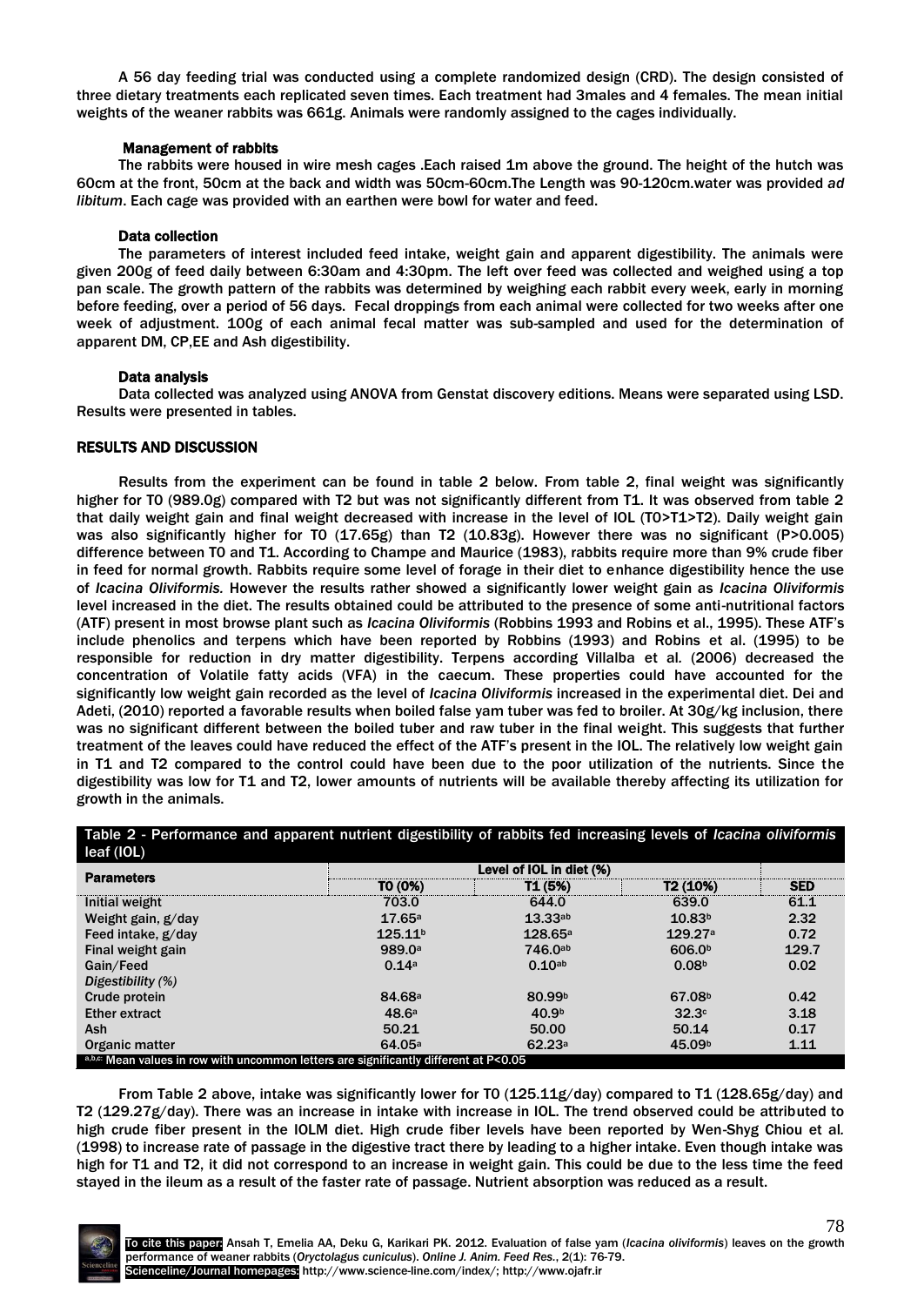A 56 day feeding trial was conducted using a complete randomized design (CRD). The design consisted of three dietary treatments each replicated seven times. Each treatment had 3males and 4 females. The mean initial weights of the weaner rabbits was 661g. Animals were randomly assigned to the cages individually.

### Management of rabbits

The rabbits were housed in wire mesh cages .Each raised 1m above the ground. The height of the hutch was 60cm at the front, 50cm at the back and width was 50cm-60cm.The Length was 90-120cm.water was provided *ad libitum*. Each cage was provided with an earthen were bowl for water and feed.

### Data collection

The parameters of interest included feed intake, weight gain and apparent digestibility. The animals were given 200g of feed daily between 6:30am and 4:30pm. The left over feed was collected and weighed using a top pan scale. The growth pattern of the rabbits was determined by weighing each rabbit every week, early in morning before feeding, over a period of 56 days. Fecal droppings from each animal were collected for two weeks after one week of adjustment. 100g of each animal fecal matter was sub-sampled and used for the determination of apparent DM, CP,EE and Ash digestibility.

### Data analysis

Data collected was analyzed using ANOVA from Genstat discovery editions. Means were separated using LSD. Results were presented in tables.

## RESULTS AND DISCUSSION

Results from the experiment can be found in table 2 below. From table 2, final weight was significantly higher for T0 (989.0g) compared with T2 but was not significantly different from T1. It was observed from table 2 that daily weight gain and final weight decreased with increase in the level of IOL (T0>T1>T2). Daily weight gain was also significantly higher for T0 (17.65g) than T2 (10.83g). However there was no significant ($P>0.005$) difference between T0 and T1. According to Champe and Maurice (1983), rabbits require more than 9% crude fiber in feed for normal growth. Rabbits require some level of forage in their diet to enhance digestibility hence the use of *Icacina Oliviformis.* However the results rather showed a significantly lower weight gain as *Icacina Oliviformis* level increased in the diet. The results obtained could be attributed to the presence of some anti-nutritional factors (ATF) present in most browse plant such as *Icacina Oliviformis* (Robbins 1993 and Robins et al., 1995). These ATF's include phenolics and terpens which have been reported by Robbins (1993) and Robins et al. (1995) to be responsible for reduction in dry matter digestibility. Terpens according Villalba et al. (2006) decreased the concentration of Volatile fatty acids (VFA) in the caecum. These properties could have accounted for the significantly low weight gain recorded as the level of *Icacina Oliviformis* increased in the experimental diet. Dei and Adeti, (2010) reported a favorable results when boiled false yam tuber was fed to broiler. At 30g/kg inclusion, there was no significant different between the boiled tuber and raw tuber in the final weight. This suggests that further treatment of the leaves could have reduced the effect of the ATF's present in the IOL. The relatively low weight gain in T1 and T2 compared to the control could have been due to the poor utilization of the nutrients. Since the digestibility was low for T1 and T2, lower amounts of nutrients will be available thereby affecting its utilization for growth in the animals.

**Table 2 - Performance and apparent nutrient digestibility of rabbits fed increasing levels of *Icacina oliviformis* leaf (IOL)**

| Parameters | Level of IOL in diet (%) | | | |
|---|---|---|---|---|
| | T0 (0%) | T1 (5%) | T2 (10%) | SED |
| Initial weight | 703.0 | 644.0 | 639.0 | 61.1 |
| Weight gain, g/day | 17.65[a] | 13.33[ab] | 10.83[b] | 2.32 |
| Feed intake, g/day | 125.11[b] | 128.65[a] | 129.27[a] | 0.72 |
| Final weight gain | 989.0[a] | 746.0[ab] | 606.0[b] | 129.7 |
| Gain/Feed | 0.14[a] | 0.10[ab] | 0.08[b] | 0.02 |
| *Digestibility (%)* | | | | |
| Crude protein | 84.68[a] | 80.99[b] | 67.08[b] | 0.42 |
| Ether extract | 48.6[a] | 40.9[b] | 32.3[c] | 3.18 |
| Ash | 50.21 | 50.00 | 50.14 | 0.17 |
| Organic matter | 64.05[a] | 62.23[a] | 45.09[b] | 1.11 |

[a,b,c]: Mean values in row with uncommon letters are significantly different at $P<0.05$

From Table 2 above, intake was significantly lower for T0 (125.11g/day) compared to T1 (128.65g/day) and T2 (129.27g/day). There was an increase in intake with increase in IOL. The trend observed could be attributed to high crude fiber present in the IOLM diet. High crude fiber levels have been reported by Wen-Shyg Chiou et al. (1998) to increase rate of passage in the digestive tract there by leading to a higher intake. Even though intake was high for T1 and T2, it did not correspond to an increase in weight gain. This could be due to the less time the feed stayed in the ileum as a result of the faster rate of passage. Nutrient absorption was reduced as a result.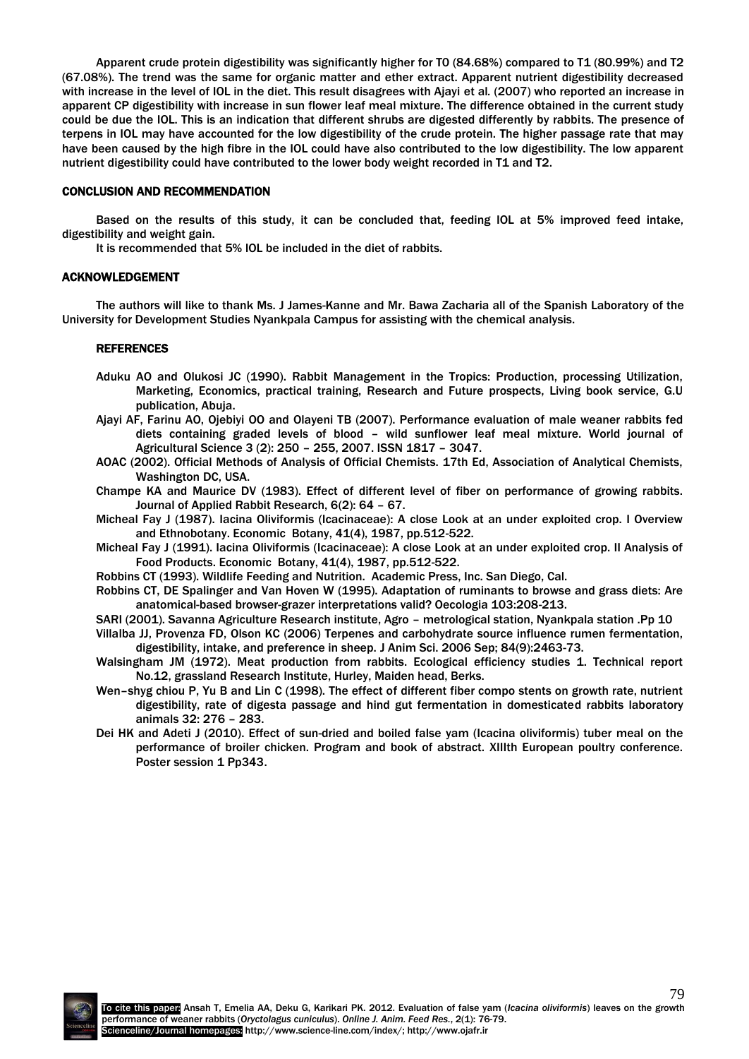Apparent crude protein digestibility was significantly higher for T0 (84.68%) compared to T1 (80.99%) and T2 (67.08%). The trend was the same for organic matter and ether extract. Apparent nutrient digestibility decreased with increase in the level of IOL in the diet. This result disagrees with Ajayi et al*.* (2007) who reported an increase in apparent CP digestibility with increase in sun flower leaf meal mixture. The difference obtained in the current study could be due the IOL. This is an indication that different shrubs are digested differently by rabbits. The presence of terpens in IOL may have accounted for the low digestibility of the crude protein. The higher passage rate that may have been caused by the high fibre in the IOL could have also contributed to the low digestibility. The low apparent nutrient digestibility could have contributed to the lower body weight recorded in T1 and T2.

## CONCLUSION AND RECOMMENDATION

Based on the results of this study, it can be concluded that, feeding IOL at 5% improved feed intake, digestibility and weight gain.

It is recommended that 5% IOL be included in the diet of rabbits.

## ACKNOWLEDGEMENT

The authors will like to thank Ms. J James-Kanne and Mr. Bawa Zacharia all of the Spanish Laboratory of the University for Development Studies Nyankpala Campus for assisting with the chemical analysis.

## REFERENCES

Aduku AO and Olukosi JC (1990). Rabbit Management in the Tropics: Production, processing Utilization, Marketing, Economics, practical training, Research and Future prospects, Living book service, G.U publication, Abuja.

Ajayi AF, Farinu AO, Ojebiyi OO and Olayeni TB (2007). Performance evaluation of male weaner rabbits fed diets containing graded levels of blood – wild sunflower leaf meal mixture. World journal of Agricultural Science 3 (2): 250 – 255, 2007. ISSN 1817 – 3047.

AOAC (2002). Official Methods of Analysis of Official Chemists. 17th Ed, Association of Analytical Chemists, Washington DC, USA.

Champe KA and Maurice DV (1983). Effect of different level of fiber on performance of growing rabbits. Journal of Applied Rabbit Research, 6(2): 64 – 67.

Micheal Fay J (1987). Iacina Oliviformis (Icacinaceae): A close Look at an under exploited crop. I Overview and Ethnobotany. Economic Botany, 41(4), 1987, pp.512-522.

Micheal Fay J (1991). Iacina Oliviformis (Icacinaceae): A close Look at an under exploited crop. II Analysis of Food Products. Economic Botany, 41(4), 1987, pp.512-522.

Robbins CT (1993). Wildlife Feeding and Nutrition. Academic Press, Inc. San Diego, Cal.

Robbins CT, DE Spalinger and Van Hoven W (1995). Adaptation of ruminants to browse and grass diets: Are anatomical-based browser-grazer interpretations valid? Oecologia 103:208-213.

SARI (2001). Savanna Agriculture Research institute, Agro – metrological station, Nyankpala station .Pp 10

Villalba JJ, Provenza FD, Olson KC (2006) Terpenes and carbohydrate source influence rumen fermentation, digestibility, intake, and preference in sheep. J Anim Sci. 2006 Sep; 84(9):2463-73.

Walsingham JM (1972). Meat production from rabbits. Ecological efficiency studies 1. Technical report No.12, grassland Research Institute, Hurley, Maiden head, Berks.

Wen–shyg chiou P, Yu B and Lin C (1998). The effect of different fiber compo stents on growth rate, nutrient digestibility, rate of digesta passage and hind gut fermentation in domesticated rabbits laboratory animals 32: 276 – 283.

Dei HK and Adeti J (2010). Effect of sun-dried and boiled false yam (Icacina oliviformis) tuber meal on the performance of broiler chicken. Program and book of abstract. XIIIth European poultry conference. Poster session 1 Pp343.